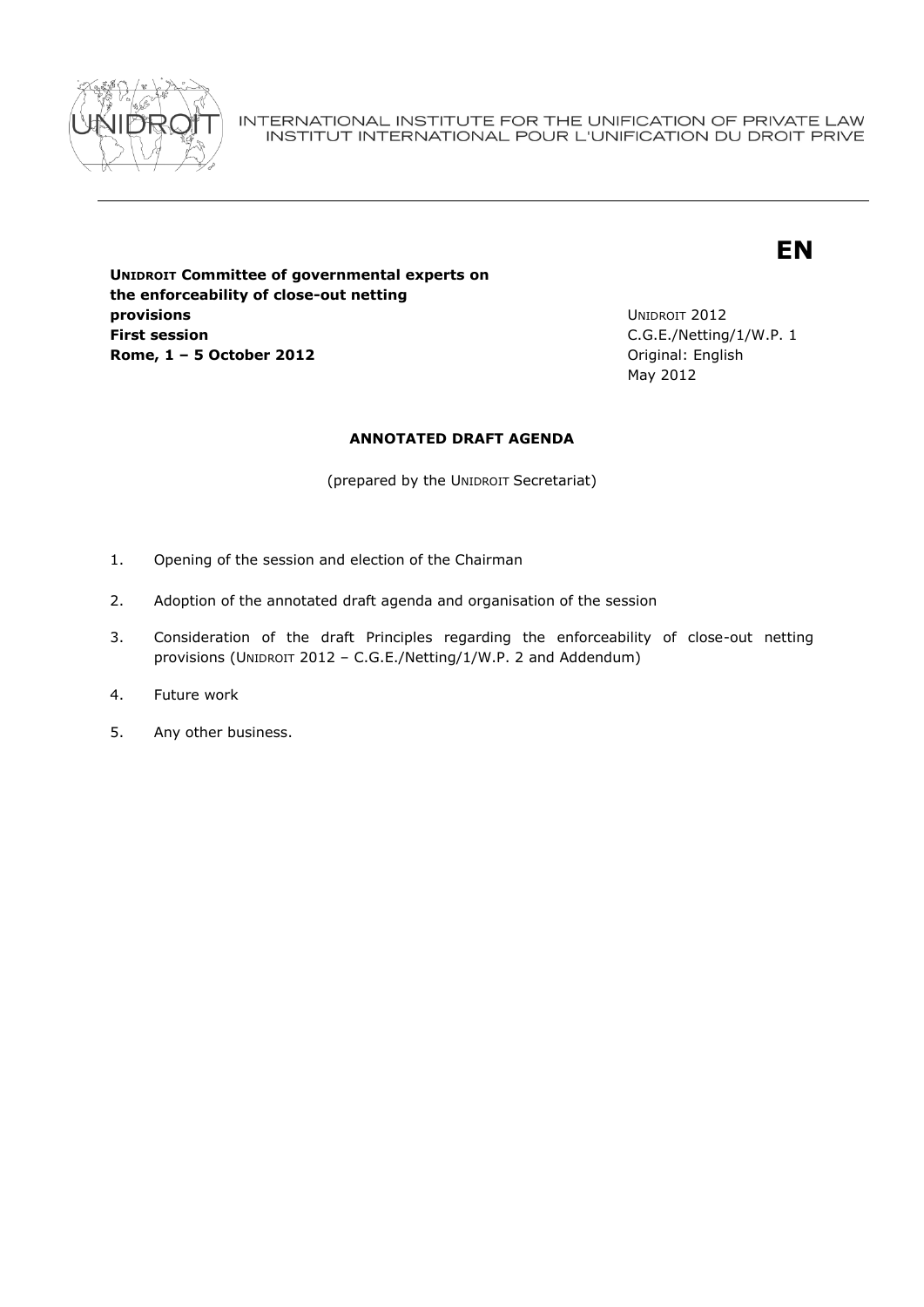INTERNATIONAL INSTITUTE FOR THE UNIFICATION OF PRIVATE LAW
INSTITUT INTERNATIONAL POUR L'UNIFICATION DU DROIT PRIVE

**EN**

**UNIDROIT Committee of governmental experts on the enforceability of close-out netting provisions**
**First session**
**Rome, 1 – 5 October 2012**

UNIDROIT 2012
C.G.E./Netting/1/W.P. 1
Original: English
May 2012

**ANNOTATED DRAFT AGENDA**

(prepared by the UNIDROIT Secretariat)

1. Opening of the session and election of the Chairman
2. Adoption of the annotated draft agenda and organisation of the session
3. Consideration of the draft Principles regarding the enforceability of close-out netting provisions (UNIDROIT 2012 – C.G.E./Netting/1/W.P. 2 and Addendum)
4. Future work
5. Any other business.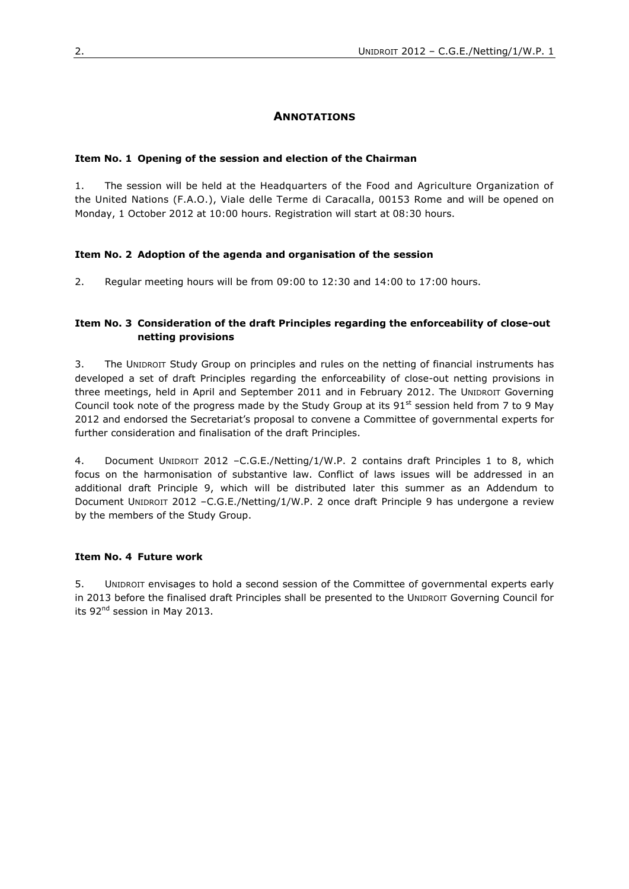## ANNOTATIONS

### Item No. 1 Opening of the session and election of the Chairman

1. The session will be held at the Headquarters of the Food and Agriculture Organization of the United Nations (F.A.O.), Viale delle Terme di Caracalla, 00153 Rome and will be opened on Monday, 1 October 2012 at 10:00 hours. Registration will start at 08:30 hours.

### Item No. 2 Adoption of the agenda and organisation of the session

2. Regular meeting hours will be from 09:00 to 12:30 and 14:00 to 17:00 hours.

### Item No. 3 Consideration of the draft Principles regarding the enforceability of close-out netting provisions

3. The UNIDROIT Study Group on principles and rules on the netting of financial instruments has developed a set of draft Principles regarding the enforceability of close-out netting provisions in three meetings, held in April and September 2011 and in February 2012. The UNIDROIT Governing Council took note of the progress made by the Study Group at its 91st session held from 7 to 9 May 2012 and endorsed the Secretariat's proposal to convene a Committee of governmental experts for further consideration and finalisation of the draft Principles.

4. Document UNIDROIT 2012 –C.G.E./Netting/1/W.P. 2 contains draft Principles 1 to 8, which focus on the harmonisation of substantive law. Conflict of laws issues will be addressed in an additional draft Principle 9, which will be distributed later this summer as an Addendum to Document UNIDROIT 2012 –C.G.E./Netting/1/W.P. 2 once draft Principle 9 has undergone a review by the members of the Study Group.

### Item No. 4 Future work

5. UNIDROIT envisages to hold a second session of the Committee of governmental experts early in 2013 before the finalised draft Principles shall be presented to the UNIDROIT Governing Council for its 92nd session in May 2013.